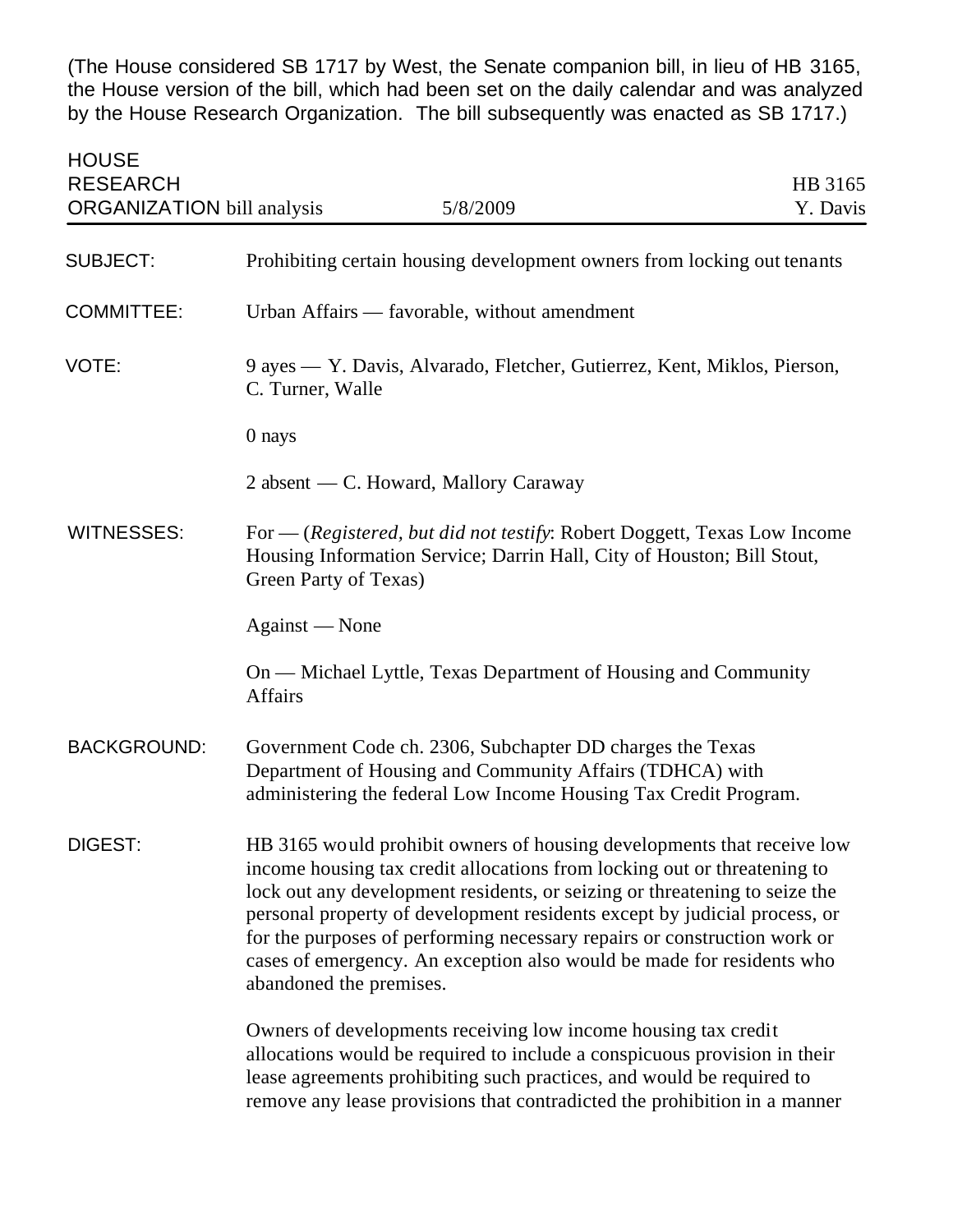(The House considered SB 1717 by West, the Senate companion bill, in lieu of HB 3165, the House version of the bill, which had been set on the daily calendar and was analyzed by the House Research Organization. The bill subsequently was enacted as SB 1717.)

HOUSE RESEARCH ORGANIZATION bill analysis | 5/8/2009 | HB 3165 Y. Davis

| | |
|---|---|
| SUBJECT: | Prohibiting certain housing development owners from locking out tenants |
| COMMITTEE: | Urban Affairs — favorable, without amendment |
| VOTE: | 9 ayes — Y. Davis, Alvarado, Fletcher, Gutierrez, Kent, Miklos, Pierson, C. Turner, Walle<br><br>0 nays<br><br>2 absent — C. Howard, Mallory Caraway |
| WITNESSES: | For — (*Registered, but did not testify*: Robert Doggett, Texas Low Income Housing Information Service; Darrin Hall, City of Houston; Bill Stout, Green Party of Texas)<br><br>Against — None<br><br>On — Michael Lyttle, Texas Department of Housing and Community Affairs |
| BACKGROUND: | Government Code ch. 2306, Subchapter DD charges the Texas Department of Housing and Community Affairs (TDHCA) with administering the federal Low Income Housing Tax Credit Program. |
| DIGEST: | HB 3165 would prohibit owners of housing developments that receive low income housing tax credit allocations from locking out or threatening to lock out any development residents, or seizing or threatening to seize the personal property of development residents except by judicial process, or for the purposes of performing necessary repairs or construction work or cases of emergency. An exception also would be made for residents who abandoned the premises.<br><br>Owners of developments receiving low income housing tax credit allocations would be required to include a conspicuous provision in their lease agreements prohibiting such practices, and would be required to remove any lease provisions that contradicted the prohibition in a manner |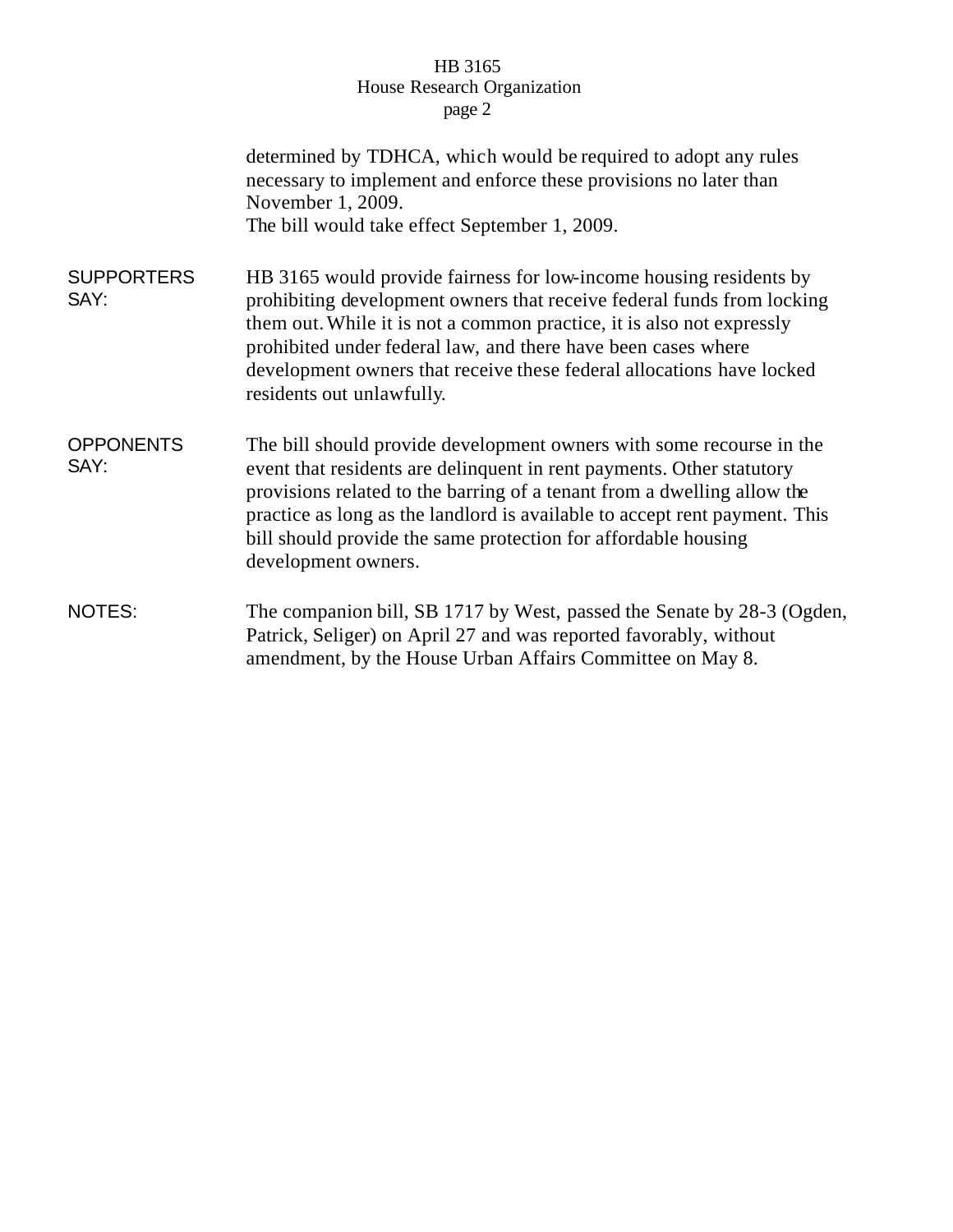determined by TDHCA, which would be required to adopt any rules necessary to implement and enforce these provisions no later than November 1, 2009.

The bill would take effect September 1, 2009.

**SUPPORTERS SAY:**

HB 3165 would provide fairness for low-income housing residents by prohibiting development owners that receive federal funds from locking them out. While it is not a common practice, it is also not expressly prohibited under federal law, and there have been cases where development owners that receive these federal allocations have locked residents out unlawfully.

**OPPONENTS SAY:**

The bill should provide development owners with some recourse in the event that residents are delinquent in rent payments. Other statutory provisions related to the barring of a tenant from a dwelling allow the practice as long as the landlord is available to accept rent payment. This bill should provide the same protection for affordable housing development owners.

**NOTES:**

The companion bill, SB 1717 by West, passed the Senate by 28-3 (Ogden, Patrick, Seliger) on April 27 and was reported favorably, without amendment, by the House Urban Affairs Committee on May 8.